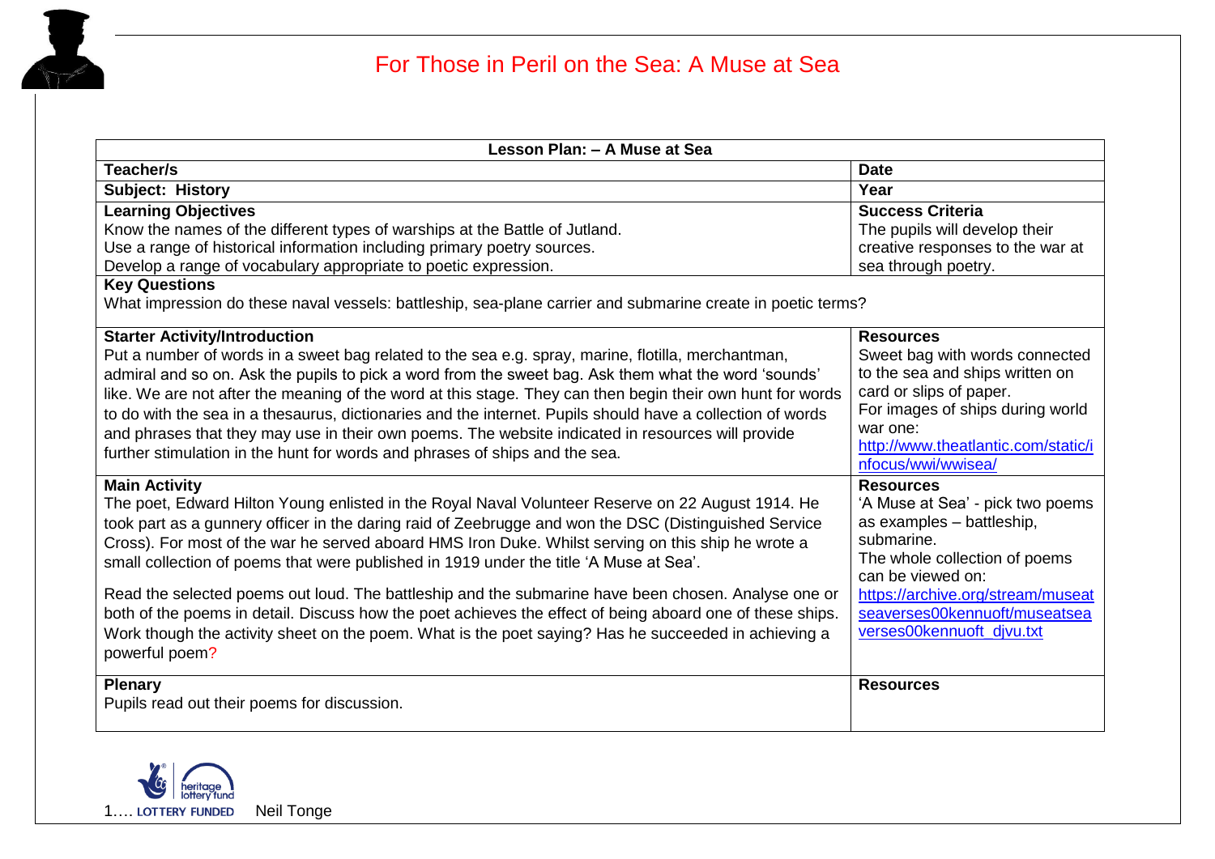# For Those in Peril on the Sea: A Muse at Sea

| Lesson Plan: – A Muse at Sea | |
|---|---|
| **Teacher/s** | **Date** |
| **Subject: History** | **Year** |
| **Learning Objectives**<br>Know the names of the different types of warships at the Battle of Jutland.<br>Use a range of historical information including primary poetry sources.<br>Develop a range of vocabulary appropriate to poetic expression. | **Success Criteria**<br>The pupils will develop their creative responses to the war at sea through poetry. |
| **Key Questions**<br>What impression do these naval vessels: battleship, sea-plane carrier and submarine create in poetic terms? | |
| **Starter Activity/Introduction**<br>Put a number of words in a sweet bag related to the sea e.g. spray, marine, flotilla, merchantman, admiral and so on. Ask the pupils to pick a word from the sweet bag. Ask them what the word 'sounds' like. We are not after the meaning of the word at this stage. They can then begin their own hunt for words to do with the sea in a thesaurus, dictionaries and the internet. Pupils should have a collection of words and phrases that they may use in their own poems. The website indicated in resources will provide further stimulation in the hunt for words and phrases of ships and the sea. | **Resources**<br>Sweet bag with words connected to the sea and ships written on card or slips of paper.<br>For images of ships during world war one:<br>http://www.theatlantic.com/static/infocus/wwi/wwisea/ |
| **Main Activity**<br>The poet, Edward Hilton Young enlisted in the Royal Naval Volunteer Reserve on 22 August 1914. He took part as a gunnery officer in the daring raid of Zeebrugge and won the DSC (Distinguished Service Cross). For most of the war he served aboard HMS Iron Duke. Whilst serving on this ship he wrote a small collection of poems that were published in 1919 under the title 'A Muse at Sea'.<br><br>Read the selected poems out loud. The battleship and the submarine have been chosen. Analyse one or both of the poems in detail. Discuss how the poet achieves the effect of being aboard one of these ships. Work though the activity sheet on the poem. What is the poet saying? Has he succeeded in achieving a powerful poem? | **Resources**<br>'A Muse at Sea' - pick two poems as examples – battleship, submarine.<br>The whole collection of poems can be viewed on:<br>https://archive.org/stream/museatseaverses00kennuoft/museatseaverses00kennuoft_djvu.txt |
| **Plenary**<br>Pupils read out their poems for discussion. | **Resources** |

Neil Tonge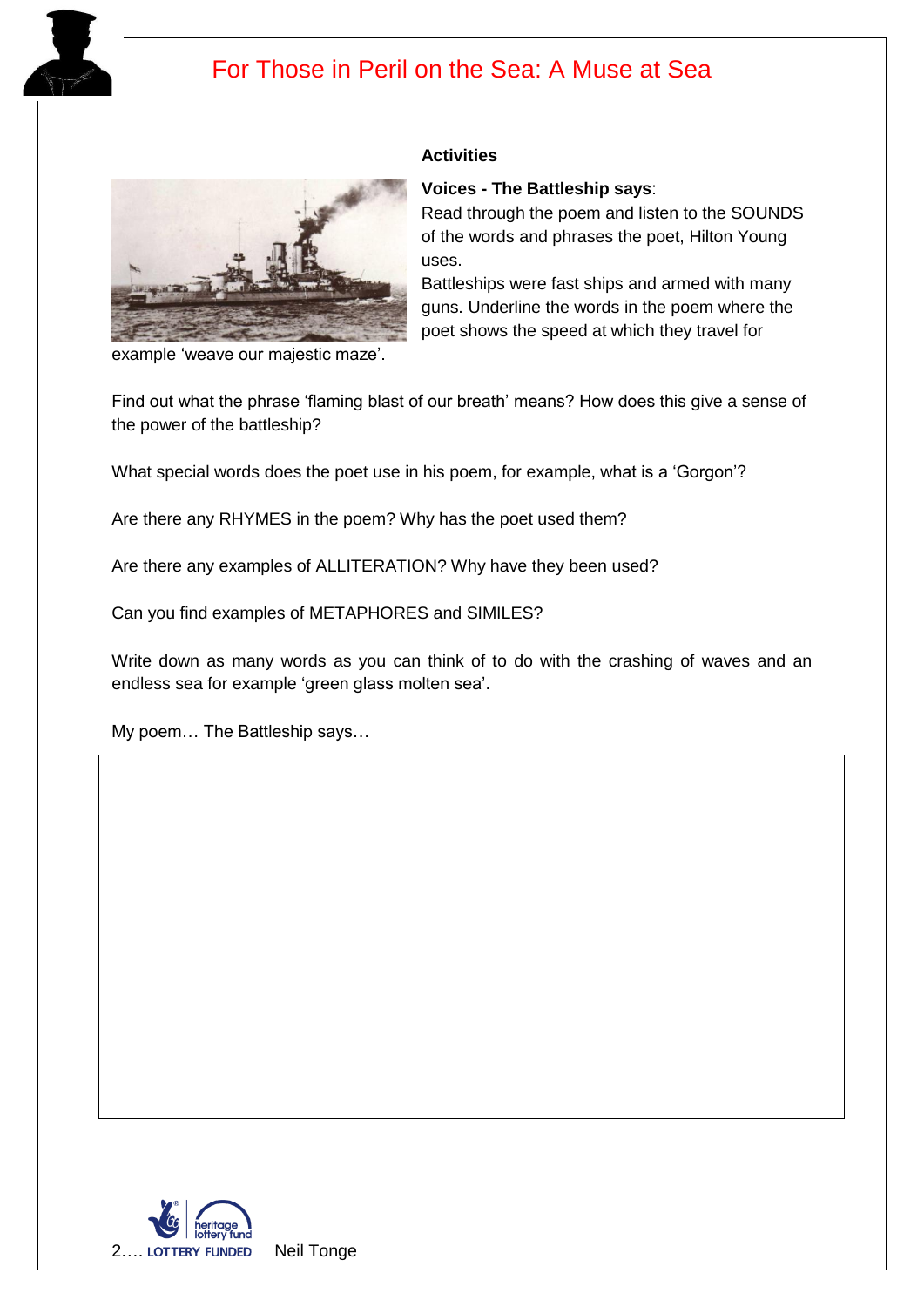# For Those in Peril on the Sea: A Muse at Sea

**Activities**

**Voices - The Battleship says**:

Read through the poem and listen to the SOUNDS of the words and phrases the poet, Hilton Young uses.

Battleships were fast ships and armed with many guns. Underline the words in the poem where the poet shows the speed at which they travel for example 'weave our majestic maze'.

Find out what the phrase 'flaming blast of our breath' means? How does this give a sense of the power of the battleship?

What special words does the poet use in his poem, for example, what is a 'Gorgon'?

Are there any RHYMES in the poem? Why has the poet used them?

Are there any examples of ALLITERATION? Why have they been used?

Can you find examples of METAPHORES and SIMILES?

Write down as many words as you can think of to do with the crashing of waves and an endless sea for example 'green glass molten sea'.

My poem… The Battleship says…

LOTTERY FUNDED Neil Tonge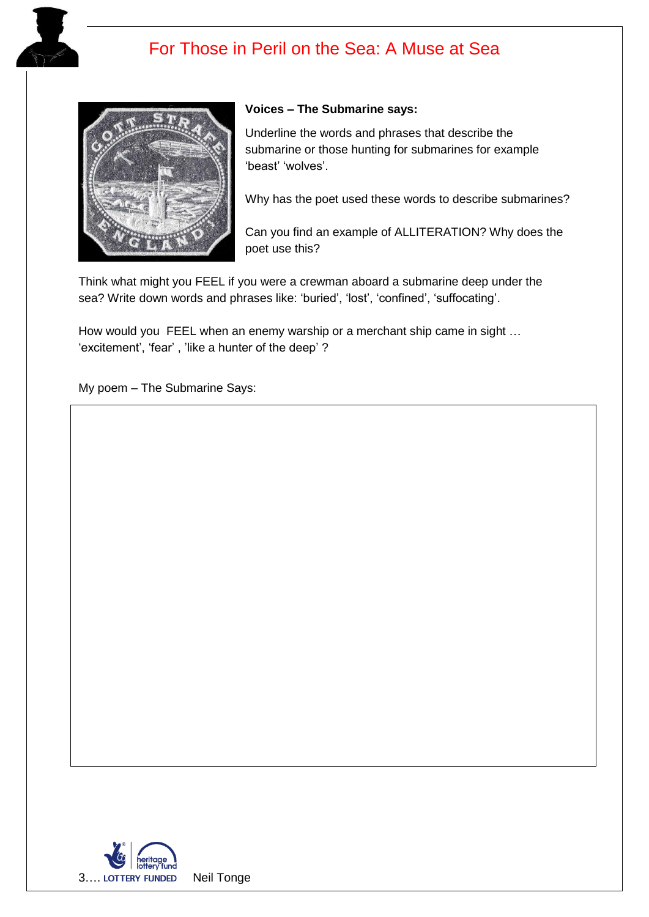# For Those in Peril on the Sea: A Muse at Sea

**Voices – The Submarine says:**

Underline the words and phrases that describe the submarine or those hunting for submarines for example 'beast' 'wolves'.

Why has the poet used these words to describe submarines?

Can you find an example of ALLITERATION? Why does the poet use this?

Think what might you FEEL if you were a crewman aboard a submarine deep under the sea? Write down words and phrases like: 'buried', 'lost', 'confined', 'suffocating'.

How would you FEEL when an enemy warship or a merchant ship came in sight … 'excitement', 'fear' , 'like a hunter of the deep' ?

My poem – The Submarine Says:

LOTTERY FUNDED

Neil Tonge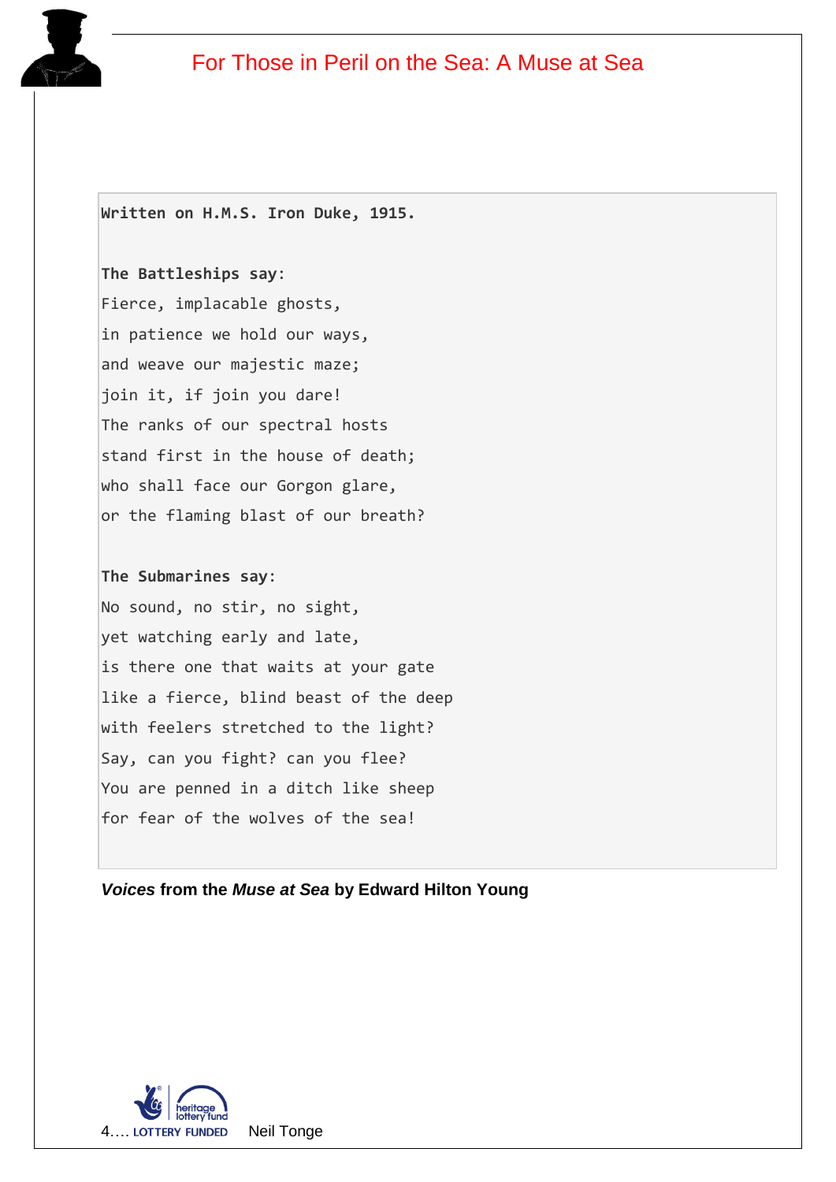# For Those in Peril on the Sea: A Muse at Sea

```
Written on H.M.S. Iron Duke, 1915.

The Battleships say:
Fierce, implacable ghosts,
in patience we hold our ways,
and weave our majestic maze;
join it, if join you dare!
The ranks of our spectral hosts
stand first in the house of death;
who shall face our Gorgon glare,
or the flaming blast of our breath?

The Submarines say:
No sound, no stir, no sight,
yet watching early and late,
is there one that waits at your gate
like a fierce, blind beast of the deep
with feelers stretched to the light?
Say, can you fight? can you flee?
You are penned in a ditch like sheep
for fear of the wolves of the sea!
```

***Voices*** **from the** ***Muse at Sea*** **by Edward Hilton Young**

LOTTERY FUNDED heritage lottery fund

Neil Tonge